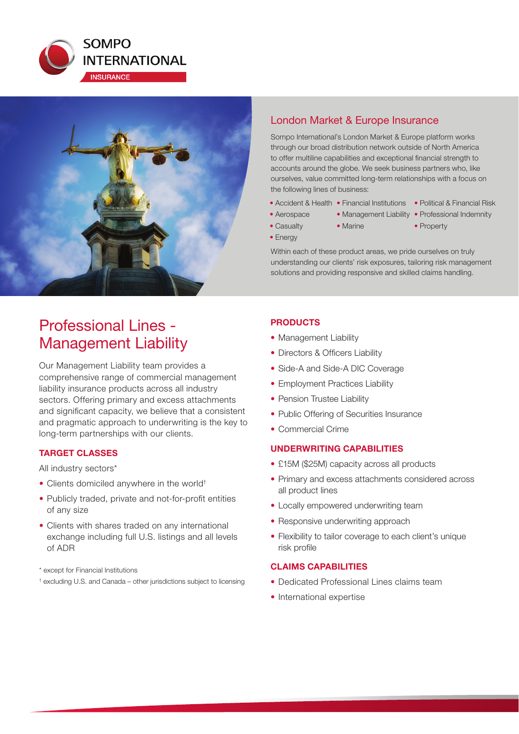SOMPO INTERNATIONAL

INSURANCE

## London Market & Europe Insurance

Sompo International's London Market & Europe platform works through our broad distribution network outside of North America to offer multiline capabilities and exceptional financial strength to accounts around the globe. We seek business partners who, like ourselves, value committed long-term relationships with a focus on the following lines of business:

- Accident & Health
- Aerospace
- Casualty
- Energy
- Financial Institutions
- Management Liability
- Marine
- Political & Financial Risk
- Professional Indemnity
- Property

Within each of these product areas, we pride ourselves on truly understanding our clients' risk exposures, tailoring risk management solutions and providing responsive and skilled claims handling.

# Professional Lines - Management Liability

Our Management Liability team provides a comprehensive range of commercial management liability insurance products across all industry sectors. Offering primary and excess attachments and significant capacity, we believe that a consistent and pragmatic approach to underwriting is the key to long-term partnerships with our clients.

### TARGET CLASSES

All industry sectors*

- Clients domiciled anywhere in the world†
- Publicly traded, private and not-for-profit entities of any size
- Clients with shares traded on any international exchange including full U.S. listings and all levels of ADR

\* except for Financial Institutions

† excluding U.S. and Canada – other jurisdictions subject to licensing

### PRODUCTS

- Management Liability
- Directors & Officers Liability
- Side-A and Side-A DIC Coverage
- Employment Practices Liability
- Pension Trustee Liability
- Public Offering of Securities Insurance
- Commercial Crime

### UNDERWRITING CAPABILITIES

- £15M ($25M) capacity across all products
- Primary and excess attachments considered across all product lines
- Locally empowered underwriting team
- Responsive underwriting approach
- Flexibility to tailor coverage to each client's unique risk profile

### CLAIMS CAPABILITIES

- Dedicated Professional Lines claims team
- International expertise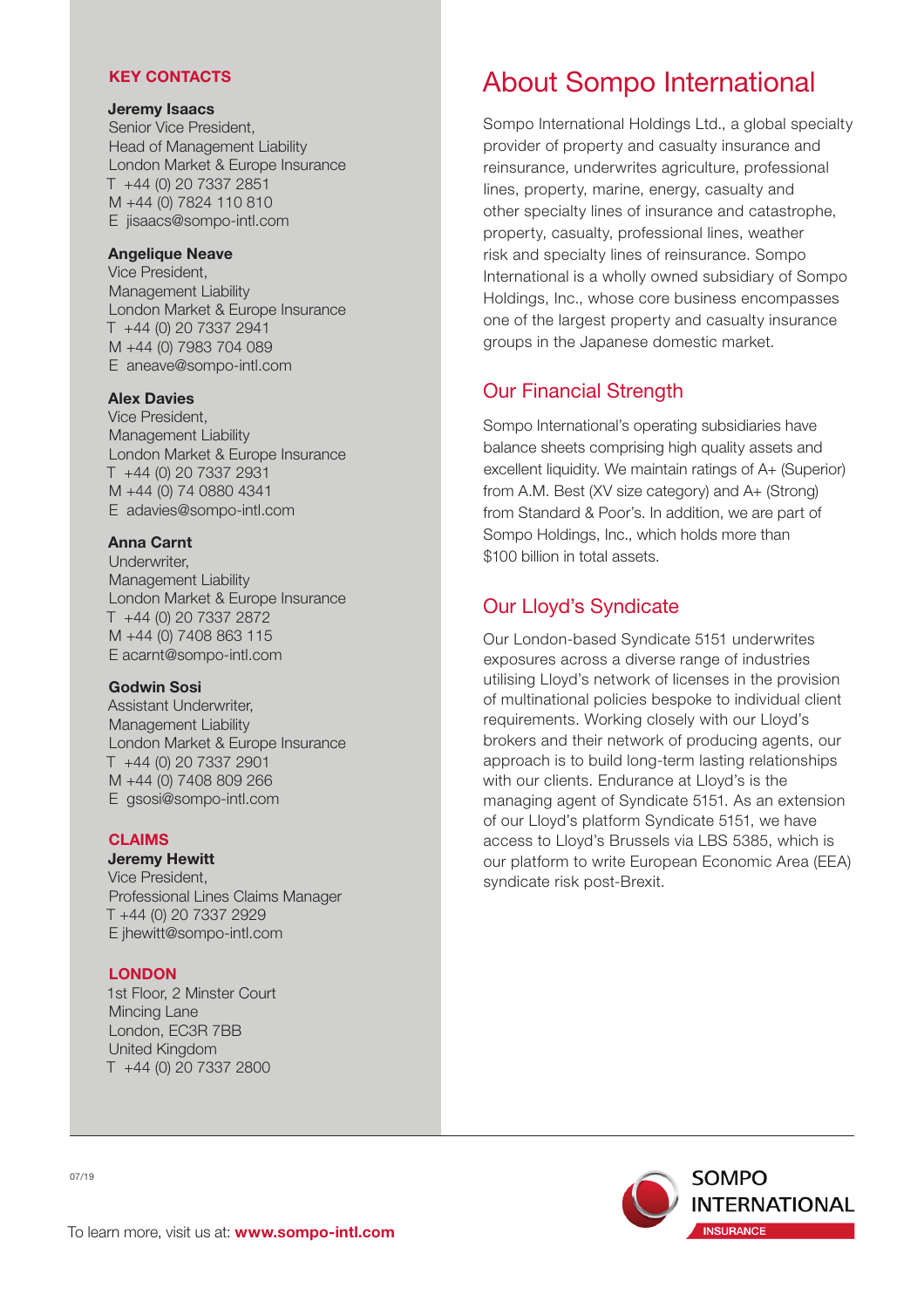## KEY CONTACTS

**Jeremy Isaacs**
Senior Vice President,
Head of Management Liability
London Market & Europe Insurance
T +44 (0) 20 7337 2851
M +44 (0) 7824 110 810
E jisaacs@sompo-intl.com

**Angelique Neave**
Vice President,
Management Liability
London Market & Europe Insurance
T +44 (0) 20 7337 2941
M +44 (0) 7983 704 089
E aneave@sompo-intl.com

**Alex Davies**
Vice President,
Management Liability
London Market & Europe Insurance
T +44 (0) 20 7337 2931
M +44 (0) 74 0880 4341
E adavies@sompo-intl.com

**Anna Carnt**
Underwriter,
Management Liability
London Market & Europe Insurance
T +44 (0) 20 7337 2872
M +44 (0) 7408 863 115
E acarnt@sompo-intl.com

**Godwin Sosi**
Assistant Underwriter,
Management Liability
London Market & Europe Insurance
T +44 (0) 20 7337 2901
M +44 (0) 7408 809 266
E gsosi@sompo-intl.com

## CLAIMS

**Jeremy Hewitt**
Vice President,
Professional Lines Claims Manager
T +44 (0) 20 7337 2929
E jhewitt@sompo-intl.com

## LONDON

1st Floor, 2 Minster Court
Mincing Lane
London, EC3R 7BB
United Kingdom
T +44 (0) 20 7337 2800

# About Sompo International

Sompo International Holdings Ltd., a global specialty provider of property and casualty insurance and reinsurance, underwrites agriculture, professional lines, property, marine, energy, casualty and other specialty lines of insurance and catastrophe, property, casualty, professional lines, weather risk and specialty lines of reinsurance. Sompo International is a wholly owned subsidiary of Sompo Holdings, Inc., whose core business encompasses one of the largest property and casualty insurance groups in the Japanese domestic market.

## Our Financial Strength

Sompo International's operating subsidiaries have balance sheets comprising high quality assets and excellent liquidity. We maintain ratings of A+ (Superior) from A.M. Best (XV size category) and A+ (Strong) from Standard & Poor's. In addition, we are part of Sompo Holdings, Inc., which holds more than $100 billion in total assets.

## Our Lloyd's Syndicate

Our London-based Syndicate 5151 underwrites exposures across a diverse range of industries utilising Lloyd's network of licenses in the provision of multinational policies bespoke to individual client requirements. Working closely with our Lloyd's brokers and their network of producing agents, our approach is to build long-term lasting relationships with our clients. Endurance at Lloyd's is the managing agent of Syndicate 5151. As an extension of our Lloyd's platform Syndicate 5151, we have access to Lloyd's Brussels via LBS 5385, which is our platform to write European Economic Area (EEA) syndicate risk post-Brexit.

07/19

To learn more, visit us at: **www.sompo-intl.com**

SOMPO INTERNATIONAL
INSURANCE